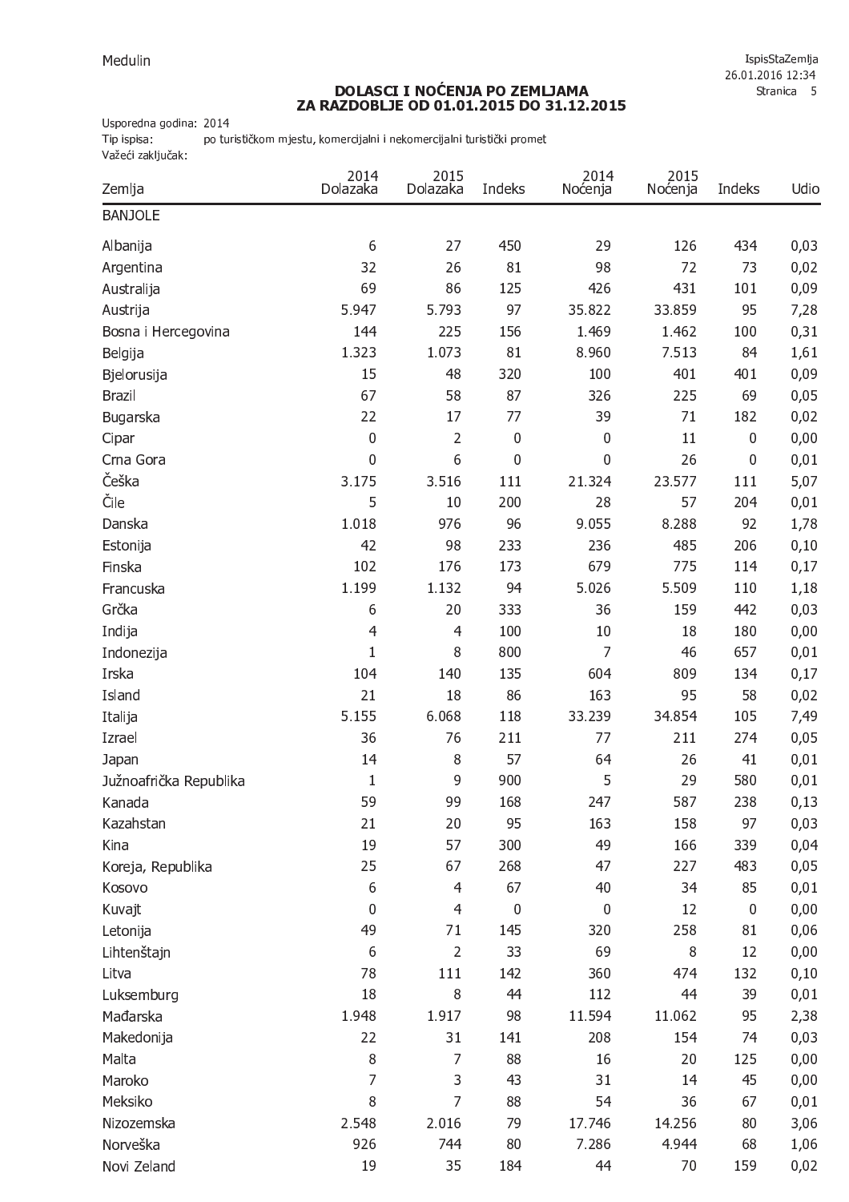Medulin

# DOLASCI I NOĆENJA PO ZEMLJAMA
## ZA RAZDOBLJE OD 01.01.2015 DO 31.12.2015

Usporedna godina: 2014
Tip ispisa: po turističkom mjestu, komercijalni i nekomercijalni turistički promet
Važeći zaključak:

| Zemlja | 2014 Dolazaka | 2015 Dolazaka | Indeks | 2014 Noćenja | 2015 Noćenja | Indeks | Udio |
|---|---|---|---|---|---|---|---|
| BANJOLE | | | | | | | |
| Albanija | 6 | 27 | 450 | 29 | 126 | 434 | 0,03 |
| Argentina | 32 | 26 | 81 | 98 | 72 | 73 | 0,02 |
| Australija | 69 | 86 | 125 | 426 | 431 | 101 | 0,09 |
| Austrija | 5.947 | 5.793 | 97 | 35.822 | 33.859 | 95 | 7,28 |
| Bosna i Hercegovina | 144 | 225 | 156 | 1.469 | 1.462 | 100 | 0,31 |
| Belgija | 1.323 | 1.073 | 81 | 8.960 | 7.513 | 84 | 1,61 |
| Bjelorusija | 15 | 48 | 320 | 100 | 401 | 401 | 0,09 |
| Brazil | 67 | 58 | 87 | 326 | 225 | 69 | 0,05 |
| Bugarska | 22 | 17 | 77 | 39 | 71 | 182 | 0,02 |
| Cipar | 0 | 2 | 0 | 0 | 11 | 0 | 0,00 |
| Crna Gora | 0 | 6 | 0 | 0 | 26 | 0 | 0,01 |
| Češka | 3.175 | 3.516 | 111 | 21.324 | 23.577 | 111 | 5,07 |
| Čile | 5 | 10 | 200 | 28 | 57 | 204 | 0,01 |
| Danska | 1.018 | 976 | 96 | 9.055 | 8.288 | 92 | 1,78 |
| Estonija | 42 | 98 | 233 | 236 | 485 | 206 | 0,10 |
| Finska | 102 | 176 | 173 | 679 | 775 | 114 | 0,17 |
| Francuska | 1.199 | 1.132 | 94 | 5.026 | 5.509 | 110 | 1,18 |
| Grčka | 6 | 20 | 333 | 36 | 159 | 442 | 0,03 |
| Indija | 4 | 4 | 100 | 10 | 18 | 180 | 0,00 |
| Indonezija | 1 | 8 | 800 | 7 | 46 | 657 | 0,01 |
| Irska | 104 | 140 | 135 | 604 | 809 | 134 | 0,17 |
| Island | 21 | 18 | 86 | 163 | 95 | 58 | 0,02 |
| Italija | 5.155 | 6.068 | 118 | 33.239 | 34.854 | 105 | 7,49 |
| Izrael | 36 | 76 | 211 | 77 | 211 | 274 | 0,05 |
| Japan | 14 | 8 | 57 | 64 | 26 | 41 | 0,01 |
| Južnoafrička Republika | 1 | 9 | 900 | 5 | 29 | 580 | 0,01 |
| Kanada | 59 | 99 | 168 | 247 | 587 | 238 | 0,13 |
| Kazahstan | 21 | 20 | 95 | 163 | 158 | 97 | 0,03 |
| Kina | 19 | 57 | 300 | 49 | 166 | 339 | 0,04 |
| Koreja, Republika | 25 | 67 | 268 | 47 | 227 | 483 | 0,05 |
| Kosovo | 6 | 4 | 67 | 40 | 34 | 85 | 0,01 |
| Kuvajt | 0 | 4 | 0 | 0 | 12 | 0 | 0,00 |
| Letonija | 49 | 71 | 145 | 320 | 258 | 81 | 0,06 |
| Lihtenštajn | 6 | 2 | 33 | 69 | 8 | 12 | 0,00 |
| Litva | 78 | 111 | 142 | 360 | 474 | 132 | 0,10 |
| Luksemburg | 18 | 8 | 44 | 112 | 44 | 39 | 0,01 |
| Mađarska | 1.948 | 1.917 | 98 | 11.594 | 11.062 | 95 | 2,38 |
| Makedonija | 22 | 31 | 141 | 208 | 154 | 74 | 0,03 |
| Malta | 8 | 7 | 88 | 16 | 20 | 125 | 0,00 |
| Maroko | 7 | 3 | 43 | 31 | 14 | 45 | 0,00 |
| Meksiko | 8 | 7 | 88 | 54 | 36 | 67 | 0,01 |
| Nizozemska | 2.548 | 2.016 | 79 | 17.746 | 14.256 | 80 | 3,06 |
| Norveška | 926 | 744 | 80 | 7.286 | 4.944 | 68 | 1,06 |
| Novi Zeland | 19 | 35 | 184 | 44 | 70 | 159 | 0,02 |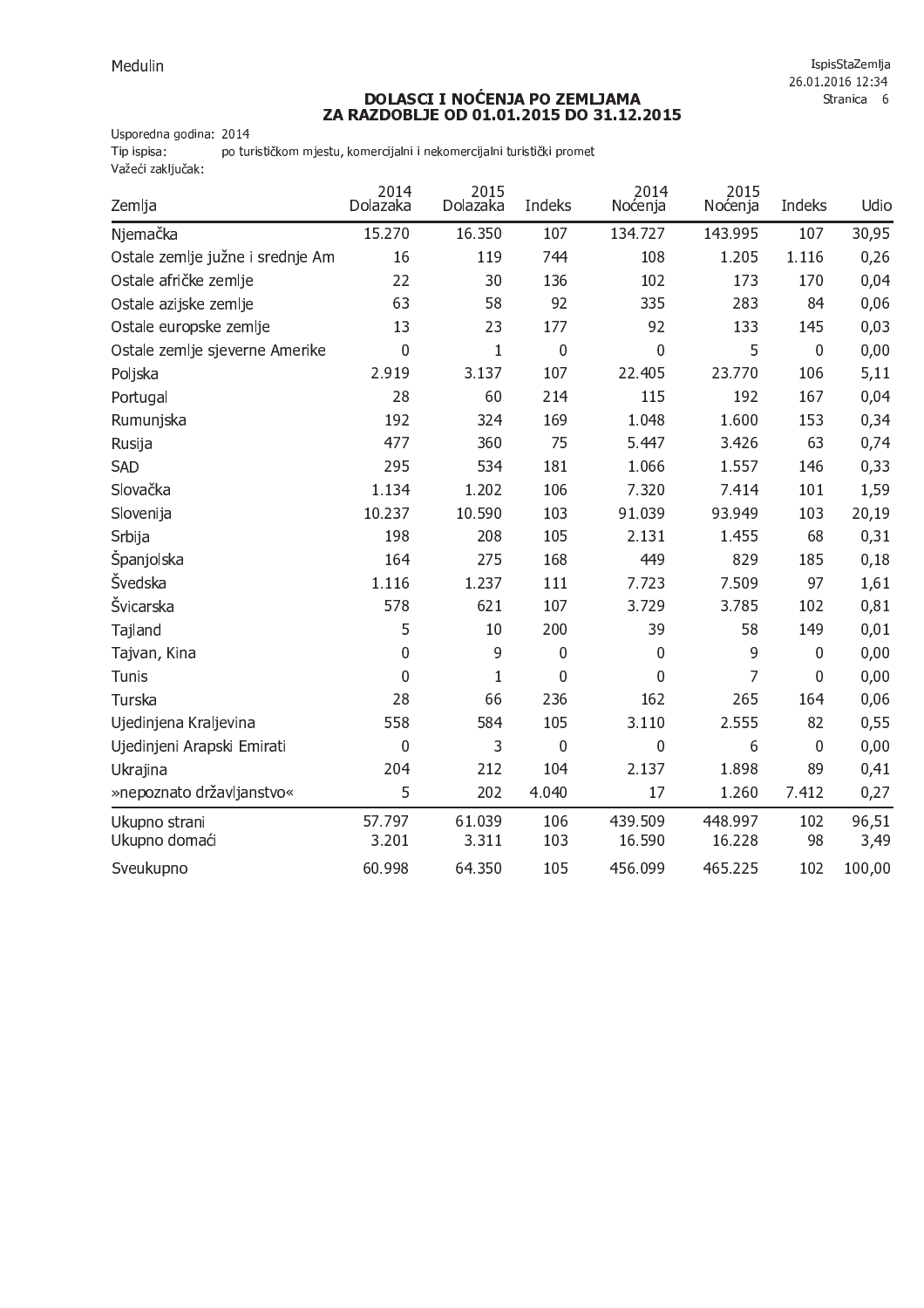Medulin

IspisStaZemlja
26.01.2016 12:34

## DOLASCI I NOĆENJA PO ZEMLJAMA
## ZA RAZDOBLJE OD 01.01.2015 DO 31.12.2015

Usporedna godina: 2014
Tip ispisa: po turističkom mjestu, komercijalni i nekomercijalni turistički promet
Važeći zaključak:

| Zemlja | 2014 Dolazaka | 2015 Dolazaka | Indeks | 2014 Noćenja | 2015 Noćenja | Indeks | Udio |
|---|---|---|---|---|---|---|---|
| Njemačka | 15.270 | 16.350 | 107 | 134.727 | 143.995 | 107 | 30,95 |
| Ostale zemlje južne i srednje Am | 16 | 119 | 744 | 108 | 1.205 | 1.116 | 0,26 |
| Ostale afričke zemlje | 22 | 30 | 136 | 102 | 173 | 170 | 0,04 |
| Ostale azijske zemlje | 63 | 58 | 92 | 335 | 283 | 84 | 0,06 |
| Ostale europske zemlje | 13 | 23 | 177 | 92 | 133 | 145 | 0,03 |
| Ostale zemlje sjeverne Amerike | 0 | 1 | 0 | 0 | 5 | 0 | 0,00 |
| Poljska | 2.919 | 3.137 | 107 | 22.405 | 23.770 | 106 | 5,11 |
| Portugal | 28 | 60 | 214 | 115 | 192 | 167 | 0,04 |
| Rumunjska | 192 | 324 | 169 | 1.048 | 1.600 | 153 | 0,34 |
| Rusija | 477 | 360 | 75 | 5.447 | 3.426 | 63 | 0,74 |
| SAD | 295 | 534 | 181 | 1.066 | 1.557 | 146 | 0,33 |
| Slovačka | 1.134 | 1.202 | 106 | 7.320 | 7.414 | 101 | 1,59 |
| Slovenija | 10.237 | 10.590 | 103 | 91.039 | 93.949 | 103 | 20,19 |
| Srbija | 198 | 208 | 105 | 2.131 | 1.455 | 68 | 0,31 |
| Španjolska | 164 | 275 | 168 | 449 | 829 | 185 | 0,18 |
| Švedska | 1.116 | 1.237 | 111 | 7.723 | 7.509 | 97 | 1,61 |
| Švicarska | 578 | 621 | 107 | 3.729 | 3.785 | 102 | 0,81 |
| Tajland | 5 | 10 | 200 | 39 | 58 | 149 | 0,01 |
| Tajvan, Kina | 0 | 9 | 0 | 0 | 9 | 0 | 0,00 |
| Tunis | 0 | 1 | 0 | 0 | 7 | 0 | 0,00 |
| Turska | 28 | 66 | 236 | 162 | 265 | 164 | 0,06 |
| Ujedinjena Kraljevina | 558 | 584 | 105 | 3.110 | 2.555 | 82 | 0,55 |
| Ujedinjeni Arapski Emirati | 0 | 3 | 0 | 0 | 6 | 0 | 0,00 |
| Ukrajina | 204 | 212 | 104 | 2.137 | 1.898 | 89 | 0,41 |
| »nepoznato državljanstvo« | 5 | 202 | 4.040 | 17 | 1.260 | 7.412 | 0,27 |
| Ukupno strani | 57.797 | 61.039 | 106 | 439.509 | 448.997 | 102 | 96,51 |
| Ukupno domaći | 3.201 | 3.311 | 103 | 16.590 | 16.228 | 98 | 3,49 |
| Sveukupno | 60.998 | 64.350 | 105 | 456.099 | 465.225 | 102 | 100,00 |